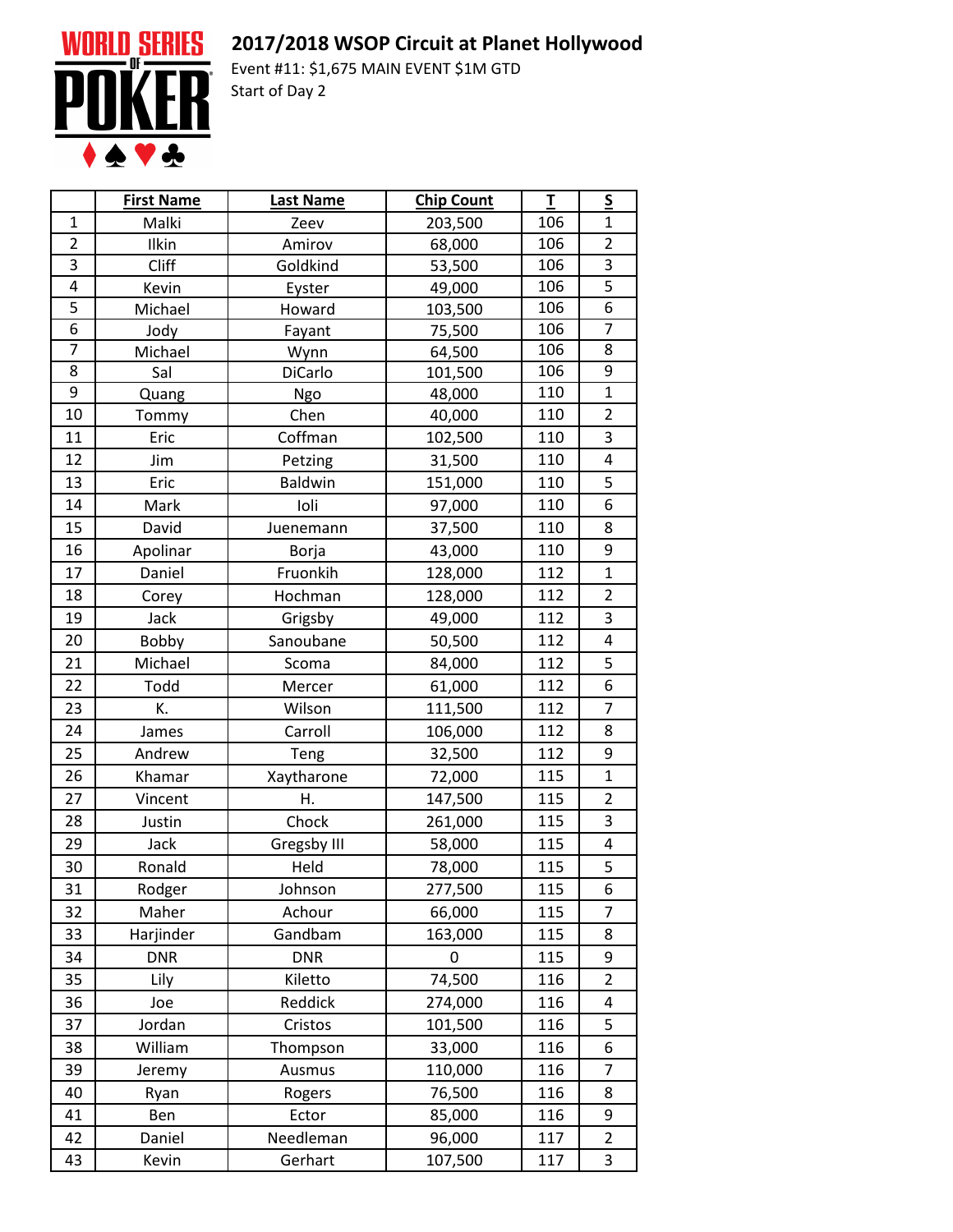# 2017/2018 WSOP Circuit at Planet Hollywood

Event #11: $1,675 MAIN EVENT $1M GTD

Start of Day 2

| | First Name | Last Name | Chip Count | T | S |
|---|---|---|---|---|---|
| 1 | Malki | Zeev | 203,500 | 106 | 1 |
| 2 | Ilkin | Amirov | 68,000 | 106 | 2 |
| 3 | Cliff | Goldkind | 53,500 | 106 | 3 |
| 4 | Kevin | Eyster | 49,000 | 106 | 5 |
| 5 | Michael | Howard | 103,500 | 106 | 6 |
| 6 | Jody | Fayant | 75,500 | 106 | 7 |
| 7 | Michael | Wynn | 64,500 | 106 | 8 |
| 8 | Sal | DiCarlo | 101,500 | 106 | 9 |
| 9 | Quang | Ngo | 48,000 | 110 | 1 |
| 10 | Tommy | Chen | 40,000 | 110 | 2 |
| 11 | Eric | Coffman | 102,500 | 110 | 3 |
| 12 | Jim | Petzing | 31,500 | 110 | 4 |
| 13 | Eric | Baldwin | 151,000 | 110 | 5 |
| 14 | Mark | Ioli | 97,000 | 110 | 6 |
| 15 | David | Juenemann | 37,500 | 110 | 8 |
| 16 | Apolinar | Borja | 43,000 | 110 | 9 |
| 17 | Daniel | Fruonkih | 128,000 | 112 | 1 |
| 18 | Corey | Hochman | 128,000 | 112 | 2 |
| 19 | Jack | Grigsby | 49,000 | 112 | 3 |
| 20 | Bobby | Sanoubane | 50,500 | 112 | 4 |
| 21 | Michael | Scoma | 84,000 | 112 | 5 |
| 22 | Todd | Mercer | 61,000 | 112 | 6 |
| 23 | K. | Wilson | 111,500 | 112 | 7 |
| 24 | James | Carroll | 106,000 | 112 | 8 |
| 25 | Andrew | Teng | 32,500 | 112 | 9 |
| 26 | Khamar | Xaytharone | 72,000 | 115 | 1 |
| 27 | Vincent | H. | 147,500 | 115 | 2 |
| 28 | Justin | Chock | 261,000 | 115 | 3 |
| 29 | Jack | Gregsby III | 58,000 | 115 | 4 |
| 30 | Ronald | Held | 78,000 | 115 | 5 |
| 31 | Rodger | Johnson | 277,500 | 115 | 6 |
| 32 | Maher | Achour | 66,000 | 115 | 7 |
| 33 | Harjinder | Gandbam | 163,000 | 115 | 8 |
| 34 | DNR | DNR | 0 | 115 | 9 |
| 35 | Lily | Kiletto | 74,500 | 116 | 2 |
| 36 | Joe | Reddick | 274,000 | 116 | 4 |
| 37 | Jordan | Cristos | 101,500 | 116 | 5 |
| 38 | William | Thompson | 33,000 | 116 | 6 |
| 39 | Jeremy | Ausmus | 110,000 | 116 | 7 |
| 40 | Ryan | Rogers | 76,500 | 116 | 8 |
| 41 | Ben | Ector | 85,000 | 116 | 9 |
| 42 | Daniel | Needleman | 96,000 | 117 | 2 |
| 43 | Kevin | Gerhart | 107,500 | 117 | 3 |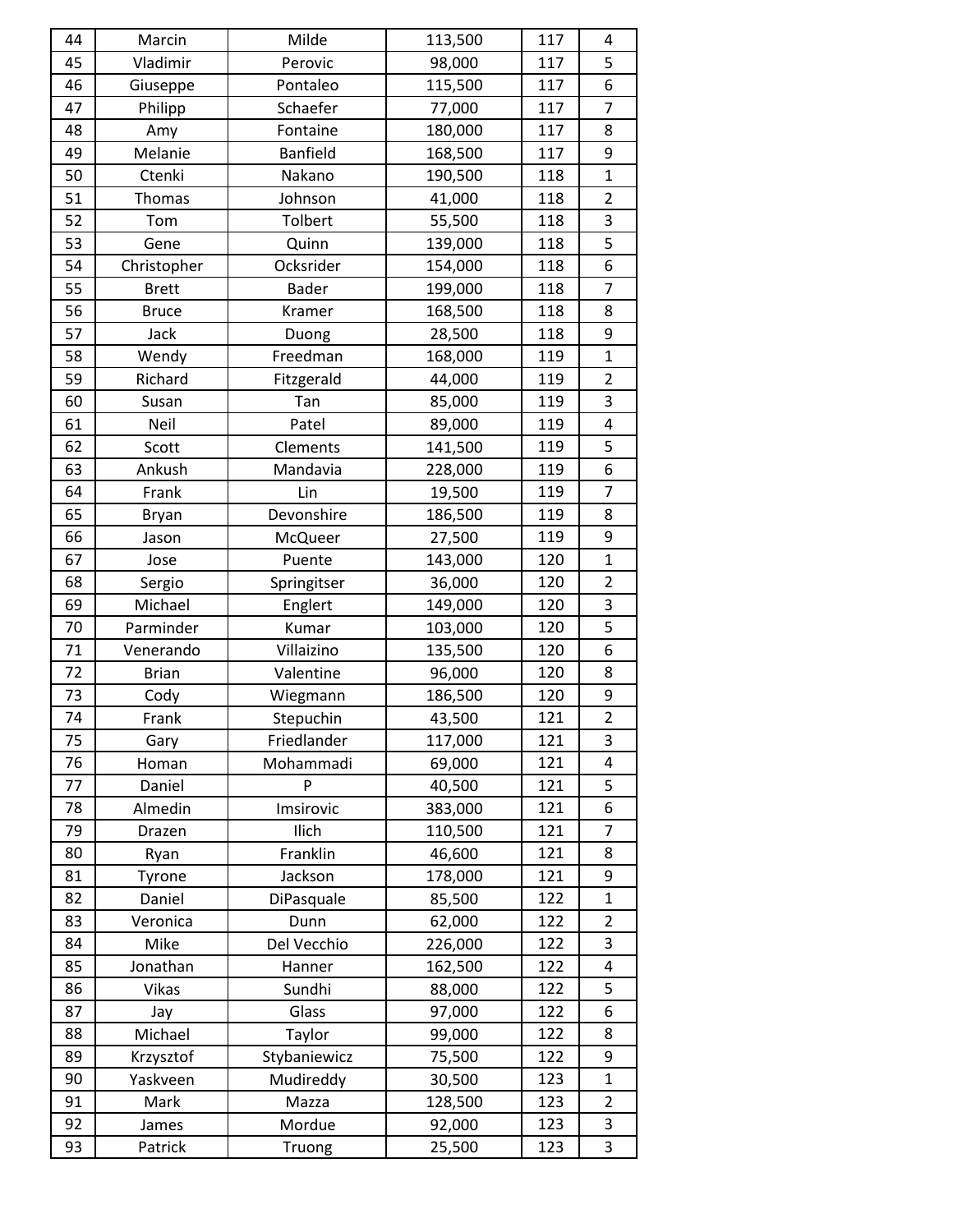| 44 | Marcin | Milde | 113,500 | 117 | 4 |
|---|---|---|---|---|---|
| 45 | Vladimir | Perovic | 98,000 | 117 | 5 |
| 46 | Giuseppe | Pontaleo | 115,500 | 117 | 6 |
| 47 | Philipp | Schaefer | 77,000 | 117 | 7 |
| 48 | Amy | Fontaine | 180,000 | 117 | 8 |
| 49 | Melanie | Banfield | 168,500 | 117 | 9 |
| 50 | Ctenki | Nakano | 190,500 | 118 | 1 |
| 51 | Thomas | Johnson | 41,000 | 118 | 2 |
| 52 | Tom | Tolbert | 55,500 | 118 | 3 |
| 53 | Gene | Quinn | 139,000 | 118 | 5 |
| 54 | Christopher | Ocksrider | 154,000 | 118 | 6 |
| 55 | Brett | Bader | 199,000 | 118 | 7 |
| 56 | Bruce | Kramer | 168,500 | 118 | 8 |
| 57 | Jack | Duong | 28,500 | 118 | 9 |
| 58 | Wendy | Freedman | 168,000 | 119 | 1 |
| 59 | Richard | Fitzgerald | 44,000 | 119 | 2 |
| 60 | Susan | Tan | 85,000 | 119 | 3 |
| 61 | Neil | Patel | 89,000 | 119 | 4 |
| 62 | Scott | Clements | 141,500 | 119 | 5 |
| 63 | Ankush | Mandavia | 228,000 | 119 | 6 |
| 64 | Frank | Lin | 19,500 | 119 | 7 |
| 65 | Bryan | Devonshire | 186,500 | 119 | 8 |
| 66 | Jason | McQueer | 27,500 | 119 | 9 |
| 67 | Jose | Puente | 143,000 | 120 | 1 |
| 68 | Sergio | Springitser | 36,000 | 120 | 2 |
| 69 | Michael | Englert | 149,000 | 120 | 3 |
| 70 | Parminder | Kumar | 103,000 | 120 | 5 |
| 71 | Venerando | Villaizino | 135,500 | 120 | 6 |
| 72 | Brian | Valentine | 96,000 | 120 | 8 |
| 73 | Cody | Wiegmann | 186,500 | 120 | 9 |
| 74 | Frank | Stepuchin | 43,500 | 121 | 2 |
| 75 | Gary | Friedlander | 117,000 | 121 | 3 |
| 76 | Homan | Mohammadi | 69,000 | 121 | 4 |
| 77 | Daniel | P | 40,500 | 121 | 5 |
| 78 | Almedin | Imsirovic | 383,000 | 121 | 6 |
| 79 | Drazen | Ilich | 110,500 | 121 | 7 |
| 80 | Ryan | Franklin | 46,600 | 121 | 8 |
| 81 | Tyrone | Jackson | 178,000 | 121 | 9 |
| 82 | Daniel | DiPasquale | 85,500 | 122 | 1 |
| 83 | Veronica | Dunn | 62,000 | 122 | 2 |
| 84 | Mike | Del Vecchio | 226,000 | 122 | 3 |
| 85 | Jonathan | Hanner | 162,500 | 122 | 4 |
| 86 | Vikas | Sundhi | 88,000 | 122 | 5 |
| 87 | Jay | Glass | 97,000 | 122 | 6 |
| 88 | Michael | Taylor | 99,000 | 122 | 8 |
| 89 | Krzysztof | Stybaniewicz | 75,500 | 122 | 9 |
| 90 | Yaskveen | Mudireddy | 30,500 | 123 | 1 |
| 91 | Mark | Mazza | 128,500 | 123 | 2 |
| 92 | James | Mordue | 92,000 | 123 | 3 |
| 93 | Patrick | Truong | 25,500 | 123 | 3 |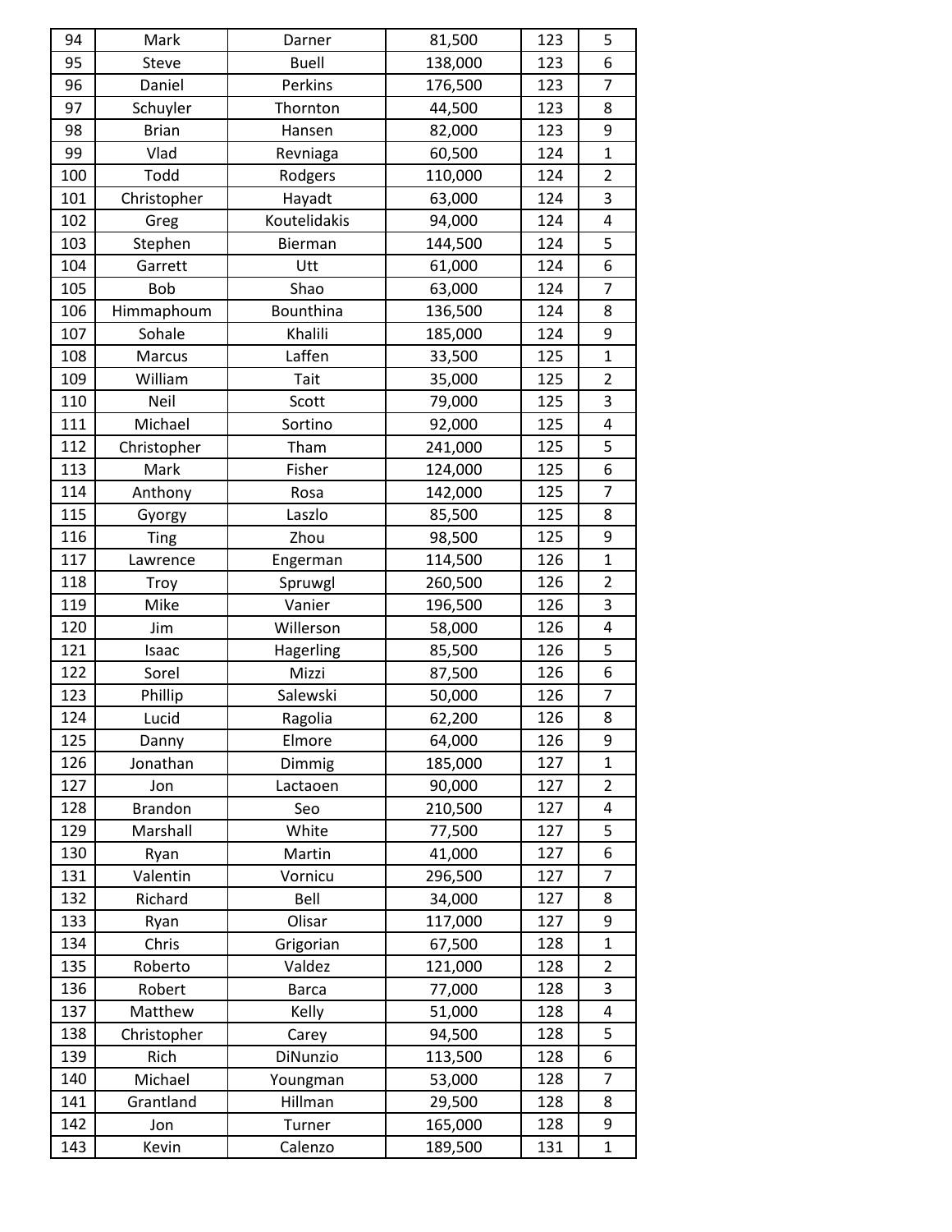| 94 | Mark | Darner | 81,500 | 123 | 5 |
|---|---|---|---|---|---|
| 95 | Steve | Buell | 138,000 | 123 | 6 |
| 96 | Daniel | Perkins | 176,500 | 123 | 7 |
| 97 | Schuyler | Thornton | 44,500 | 123 | 8 |
| 98 | Brian | Hansen | 82,000 | 123 | 9 |
| 99 | Vlad | Revniaga | 60,500 | 124 | 1 |
| 100 | Todd | Rodgers | 110,000 | 124 | 2 |
| 101 | Christopher | Hayadt | 63,000 | 124 | 3 |
| 102 | Greg | Koutelidakis | 94,000 | 124 | 4 |
| 103 | Stephen | Bierman | 144,500 | 124 | 5 |
| 104 | Garrett | Utt | 61,000 | 124 | 6 |
| 105 | Bob | Shao | 63,000 | 124 | 7 |
| 106 | Himmaphoum | Bounthina | 136,500 | 124 | 8 |
| 107 | Sohale | Khalili | 185,000 | 124 | 9 |
| 108 | Marcus | Laffen | 33,500 | 125 | 1 |
| 109 | William | Tait | 35,000 | 125 | 2 |
| 110 | Neil | Scott | 79,000 | 125 | 3 |
| 111 | Michael | Sortino | 92,000 | 125 | 4 |
| 112 | Christopher | Tham | 241,000 | 125 | 5 |
| 113 | Mark | Fisher | 124,000 | 125 | 6 |
| 114 | Anthony | Rosa | 142,000 | 125 | 7 |
| 115 | Gyorgy | Laszlo | 85,500 | 125 | 8 |
| 116 | Ting | Zhou | 98,500 | 125 | 9 |
| 117 | Lawrence | Engerman | 114,500 | 126 | 1 |
| 118 | Troy | Spruwgl | 260,500 | 126 | 2 |
| 119 | Mike | Vanier | 196,500 | 126 | 3 |
| 120 | Jim | Willerson | 58,000 | 126 | 4 |
| 121 | Isaac | Hagerling | 85,500 | 126 | 5 |
| 122 | Sorel | Mizzi | 87,500 | 126 | 6 |
| 123 | Phillip | Salewski | 50,000 | 126 | 7 |
| 124 | Lucid | Ragolia | 62,200 | 126 | 8 |
| 125 | Danny | Elmore | 64,000 | 126 | 9 |
| 126 | Jonathan | Dimmig | 185,000 | 127 | 1 |
| 127 | Jon | Lactaoen | 90,000 | 127 | 2 |
| 128 | Brandon | Seo | 210,500 | 127 | 4 |
| 129 | Marshall | White | 77,500 | 127 | 5 |
| 130 | Ryan | Martin | 41,000 | 127 | 6 |
| 131 | Valentin | Vornicu | 296,500 | 127 | 7 |
| 132 | Richard | Bell | 34,000 | 127 | 8 |
| 133 | Ryan | Olisar | 117,000 | 127 | 9 |
| 134 | Chris | Grigorian | 67,500 | 128 | 1 |
| 135 | Roberto | Valdez | 121,000 | 128 | 2 |
| 136 | Robert | Barca | 77,000 | 128 | 3 |
| 137 | Matthew | Kelly | 51,000 | 128 | 4 |
| 138 | Christopher | Carey | 94,500 | 128 | 5 |
| 139 | Rich | DiNunzio | 113,500 | 128 | 6 |
| 140 | Michael | Youngman | 53,000 | 128 | 7 |
| 141 | Grantland | Hillman | 29,500 | 128 | 8 |
| 142 | Jon | Turner | 165,000 | 128 | 9 |
| 143 | Kevin | Calenzo | 189,500 | 131 | 1 |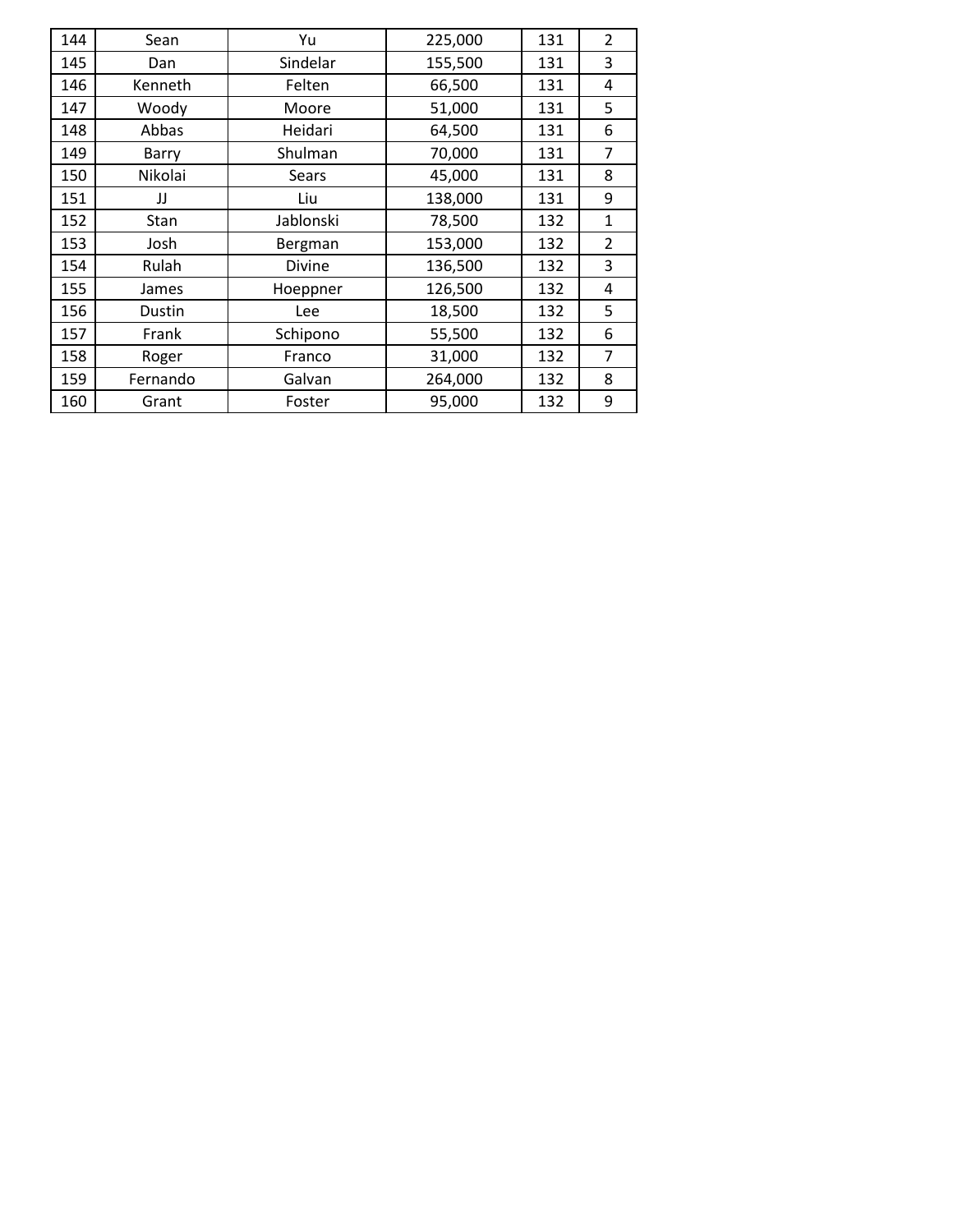| | | | | | |
|---|---|---|---|---|---|
| 144 | Sean | Yu | 225,000 | 131 | 2 |
| 145 | Dan | Sindelar | 155,500 | 131 | 3 |
| 146 | Kenneth | Felten | 66,500 | 131 | 4 |
| 147 | Woody | Moore | 51,000 | 131 | 5 |
| 148 | Abbas | Heidari | 64,500 | 131 | 6 |
| 149 | Barry | Shulman | 70,000 | 131 | 7 |
| 150 | Nikolai | Sears | 45,000 | 131 | 8 |
| 151 | JJ | Liu | 138,000 | 131 | 9 |
| 152 | Stan | Jablonski | 78,500 | 132 | 1 |
| 153 | Josh | Bergman | 153,000 | 132 | 2 |
| 154 | Rulah | Divine | 136,500 | 132 | 3 |
| 155 | James | Hoeppner | 126,500 | 132 | 4 |
| 156 | Dustin | Lee | 18,500 | 132 | 5 |
| 157 | Frank | Schipono | 55,500 | 132 | 6 |
| 158 | Roger | Franco | 31,000 | 132 | 7 |
| 159 | Fernando | Galvan | 264,000 | 132 | 8 |
| 160 | Grant | Foster | 95,000 | 132 | 9 |